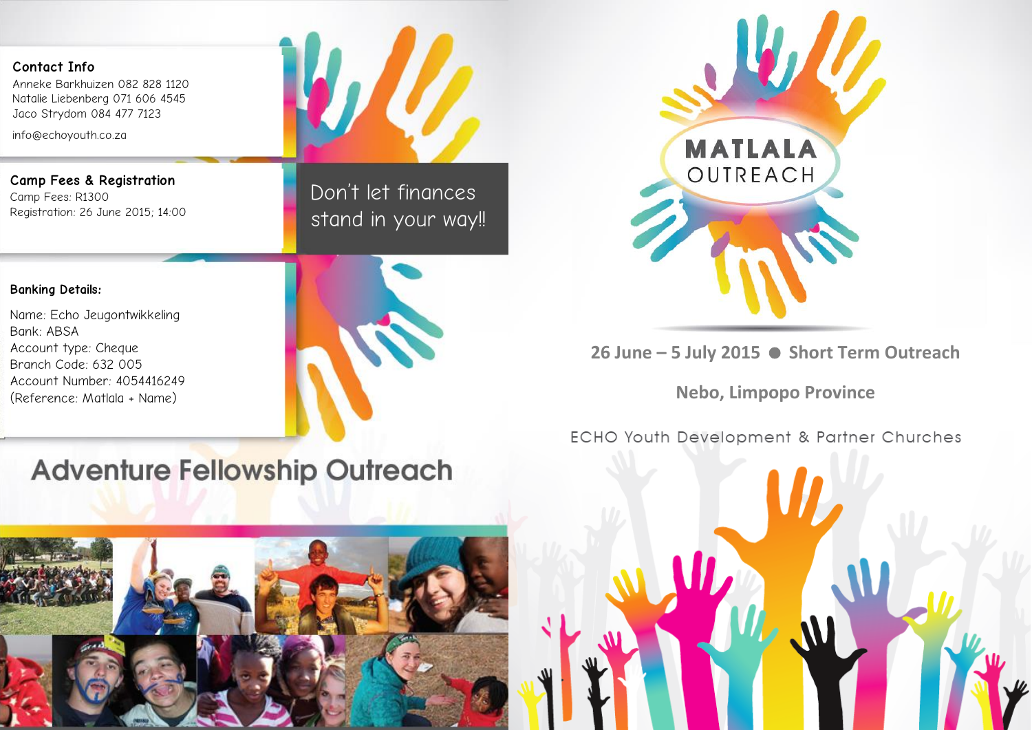## Contact Info

Anneke Barkhuizen 082 828 1120
Natalie Liebenberg 071 606 4545
Jaco Strydom 084 477 7123

info@echoyouth.co.za

## Camp Fees & Registration

Camp Fees: R1300
Registration: 26 June 2015; 14:00

Don't let finances stand in your way!!

## Banking Details:

Name: Echo Jeugontwikkeling
Bank: ABSA
Account type: Cheque
Branch Code: 632 005
Account Number: 4054416249
(Reference: Matlala + Name)

# Adventure Fellowship Outreach

# MATLALA OUTREACH

**26 June – 5 July 2015 ● Short Term Outreach**

**Nebo, Limpopo Province**

ECHO Youth Development & Partner Churches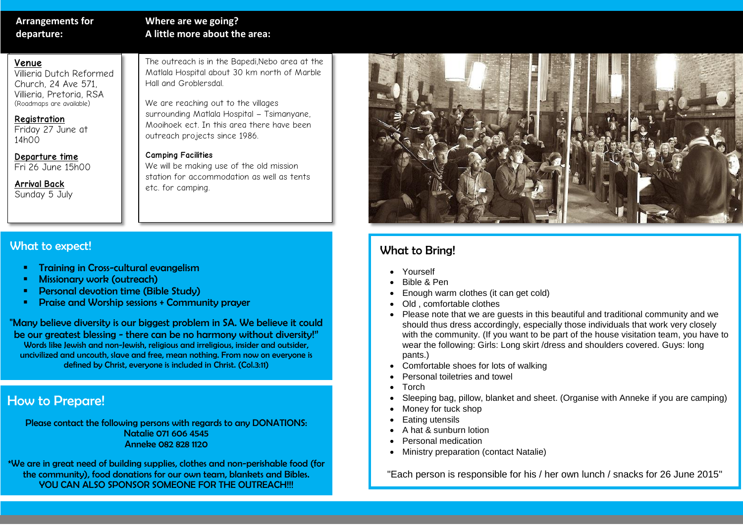## Arrangements for departure:

**Venue**
Villieria Dutch Reformed Church, 24 Ave 571, Villieria, Pretoria, RSA
(Roadmaps are available)

**Registration**
Friday 27 June at 14h00

**Departure time**
Fri 26 June 15h00

**Arrival Back**
Sunday 5 July

## Where are we going? A little more about the area:

The outreach is in the Bapedi,Nebo area at the Matlala Hospital about 30 km north of Marble Hall and Groblersdal.

We are reaching out to the villages surrounding Matlala Hospital – Tsimanyane, Mooihoek ect. In this area there have been outreach projects since 1986.

**Camping Facilities**
We will be making use of the old mission station for accommodation as well as tents etc. for camping.

## What to expect!

- Training in Cross-cultural evangelism
- Missionary work (outreach)
- Personal devotion time (Bible Study)
- Praise and Worship sessions + Community prayer

"Many believe diversity is our biggest problem in SA. We believe it could be our greatest blessing - there can be no harmony without diversity!"
Words like Jewish and non-Jewish, religious and irreligious, insider and outsider, uncivilized and uncouth, slave and free, mean nothing. From now on everyone is defined by Christ, everyone is included in Christ. (Col.3:11)

## How to Prepare!

Please contact the following persons with regards to any DONATIONS:
Natalie 071 606 4545
Anneke 082 828 1120

*We are in great need of building supplies, clothes and non-perishable food (for the community), food donations for our own team, blankets and Bibles.
YOU CAN ALSO SPONSOR SOMEONE FOR THE OUTREACH!!!

## What to Bring!

- Yourself
- Bible & Pen
- Enough warm clothes (it can get cold)
- Old , comfortable clothes
- Please note that we are guests in this beautiful and traditional community and we should thus dress accordingly, especially those individuals that work very closely with the community. (If you want to be part of the house visitation team, you have to wear the following: Girls: Long skirt /dress and shoulders covered. Guys: long pants.)
- Comfortable shoes for lots of walking
- Personal toiletries and towel
- Torch
- Sleeping bag, pillow, blanket and sheet. (Organise with Anneke if you are camping)
- Money for tuck shop
- Eating utensils
- A hat & sunburn lotion
- Personal medication
- Ministry preparation (contact Natalie)

"Each person is responsible for his / her own lunch / snacks for 26 June 2015"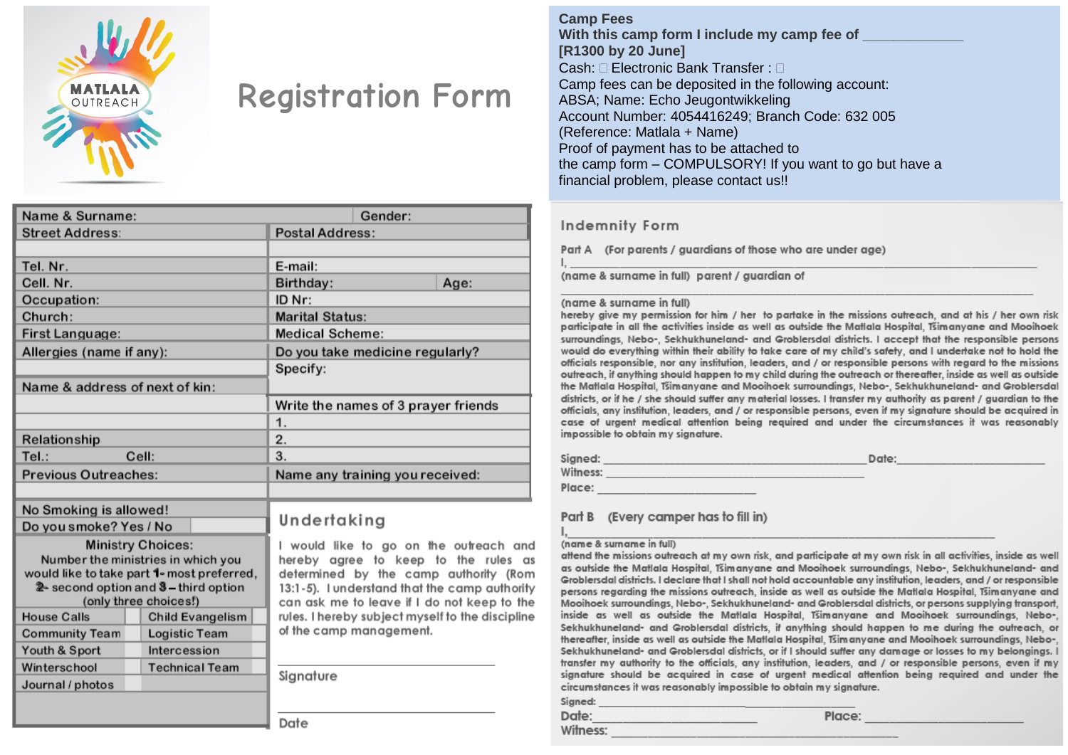MATLALA OUTREACH

# Registration Form

## Camp Fees

With this camp form I include my camp fee of _____________
[R1300 by 20 June]

Cash: ☐ Electronic Bank Transfer : ☐

Camp fees can be deposited in the following account:
ABSA; Name: Echo Jeugontwikkeling
Account Number: 4054416249; Branch Code: 632 005
(Reference: Matlala + Name)

Proof of payment has to be attached to the camp form – COMPULSORY! If you want to go but have a financial problem, please contact us!!

| | |
|---|---|
| Name & Surname: | Gender: |
| Street Address: | Postal Address: |
| | |
| Tel. Nr. | E-mail: |
| Cell. Nr. | Birthday: Age: |
| Occupation: | ID Nr: |
| Church: | Marital Status: |
| First Language: | Medical Scheme: |
| Allergies (name if any): | Do you take medicine regularly? |
| | Specify: |
| Name & address of next of kin: | |
| | Write the names of 3 prayer friends |
| | 1. |
| Relationship | 2. |
| Tel.: Cell: | 3. |
| Previous Outreaches: | Name any training you received: |
| | |

No Smoking is allowed!
Do you smoke? Yes / No

**Ministry Choices:**
Number the ministries in which you would like to take part 1- most preferred, 2- second option and 3 – third option (only three choices!)

| | | | |
|---|---|---|---|
| House Calls | | Child Evangelism | |
| Community Team | | Logistic Team | |
| Youth & Sport | | Intercession | |
| Winterschool | | Technical Team | |
| Journal / photos | | | |

## Undertaking

I would like to go on the outreach and hereby agree to keep to the rules as determined by the camp authority (Rom 13:1-5). I understand that the camp authority can ask me to leave if I do not keep to the rules. I hereby subject myself to the discipline of the camp management.

_____________________________
Signature

_____________________________
Date

## Indemnity Form

**Part A** (For parents / guardians of those who are under age)

I, ____________________________________________________________
(name & surname in full) parent / guardian of

____________________________________________________________
(name & surname in full)

hereby give my permission for him / her to partake in the missions outreach, and at his / her own risk participate in all the activities inside as well as outside the Matlala Hospital, Tšimanyane and Mooihoek surroundings, Nebo-, Sekhukhuneland- and Groblersdal districts. I accept that the responsible persons would do everything within their ability to take care of my child's safety, and I undertake not to hold the officials responsible, nor any institution, leaders, and / or responsible persons with regard to the missions outreach, if anything should happen to my child during the outreach or thereafter, inside as well as outside the Matlala Hospital, Tšimanyane and Mooihoek surroundings, Nebo-, Sekhukhuneland- and Groblersdal districts, or if he / she should suffer any material losses. I transfer my authority as parent / guardian to the officials, any institution, leaders, and / or responsible persons, even if my signature should be acquired in case of urgent medical attention being required and under the circumstances it was reasonably impossible to obtain my signature.

Signed: ______________________________ Date: ______________________
Witness: ______________________________
Place: ______________________

**Part B** (Every camper has to fill in)

I, ____________________________________________________________
(name & surname in full)

attend the missions outreach at my own risk, and participate at my own risk in all activities, inside as well as outside the Matlala Hospital, Tšimanyane and Mooihoek surroundings, Nebo-, Sekhukhuneland- and Groblersdal districts. I declare that I shall not hold accountable any institution, leaders, and / or responsible persons regarding the missions outreach, inside as well as outside the Matlala Hospital, Tšimanyane and Mooihoek surroundings, Nebo-, Sekhukhuneland- and Groblersdal districts, or persons supplying transport, inside as well as outside the Matlala Hospital, Tšimanyane and Mooihoek surroundings, Nebo-, Sekhukhuneland- and Groblersdal districts, if anything should happen to me during the outreach, or thereafter, inside as well as outside the Matlala Hospital, Tšimanyane and Mooihoek surroundings, Nebo-, Sekhukhuneland- and Groblersdal districts, or if I should suffer any damage or losses to my belongings. I transfer my authority to the officials, any institution, leaders, and / or responsible persons, even if my signature should be acquired in case of urgent medical attention being required and under the circumstances it was reasonably impossible to obtain my signature.

Signed: ______________________________
Date: ______________________ Place: ______________________
Witness: ______________________________